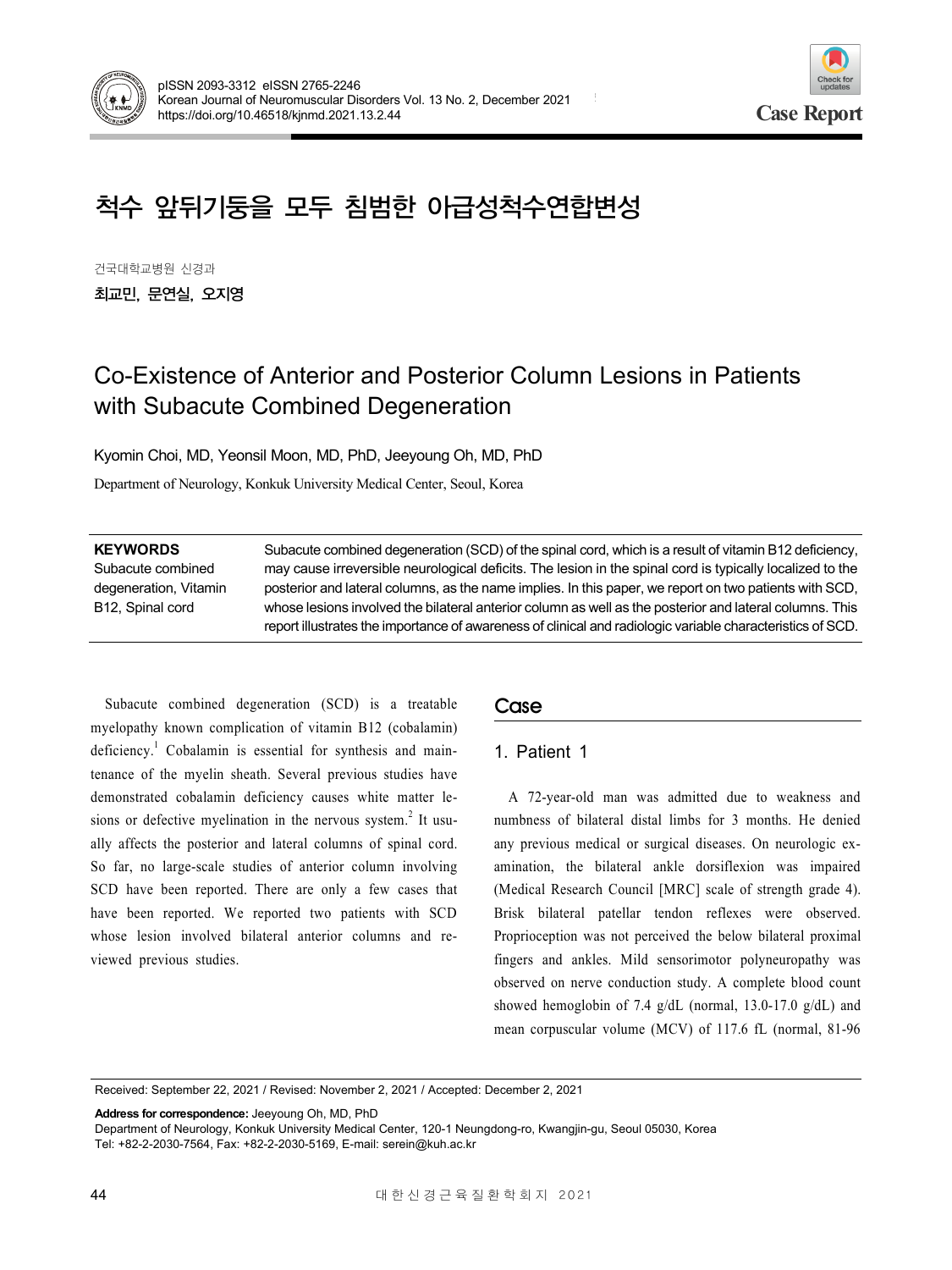# 척수 앞뒤기둥을 모두 침범한 아급성척수연합변성

건국대학교병원 신경과

**최교민, 문연실, 오지영**

# Co-Existence of Anterior and Posterior Column Lesions in Patients with Subacute Combined Degeneration

Kyomin Choi, MD, Yeonsil Moon, MD, PhD, Jeeyoung Oh, MD, PhD

Department of Neurology, Konkuk University Medical Center, Seoul, Korea

**KEYWORDS**
Subacute combined degeneration, Vitamin B12, Spinal cord

Subacute combined degeneration (SCD) of the spinal cord, which is a result of vitamin B12 deficiency, may cause irreversible neurological deficits. The lesion in the spinal cord is typically localized to the posterior and lateral columns, as the name implies. In this paper, we report on two patients with SCD, whose lesions involved the bilateral anterior column as well as the posterior and lateral columns. This report illustrates the importance of awareness of clinical and radiologic variable characteristics of SCD.

Subacute combined degeneration (SCD) is a treatable myelopathy known complication of vitamin B12 (cobalamin) deficiency.[1] Cobalamin is essential for synthesis and maintenance of the myelin sheath. Several previous studies have demonstrated cobalamin deficiency causes white matter lesions or defective myelination in the nervous system.[2] It usually affects the posterior and lateral columns of spinal cord. So far, no large-scale studies of anterior column involving SCD have been reported. There are only a few cases that have been reported. We reported two patients with SCD whose lesion involved bilateral anterior columns and reviewed previous studies.

## Case

### 1. Patient 1

A 72-year-old man was admitted due to weakness and numbness of bilateral distal limbs for 3 months. He denied any previous medical or surgical diseases. On neurologic examination, the bilateral ankle dorsiflexion was impaired (Medical Research Council [MRC] scale of strength grade 4). Brisk bilateral patellar tendon reflexes were observed. Proprioception was not perceived the below bilateral proximal fingers and ankles. Mild sensorimotor polyneuropathy was observed on nerve conduction study. A complete blood count showed hemoglobin of 7.4 g/dL (normal, 13.0-17.0 g/dL) and mean corpuscular volume (MCV) of 117.6 fL (normal, 81-96

Received: September 22, 2021 / Revised: November 2, 2021 / Accepted: December 2, 2021

**Address for correspondence:** Jeeyoung Oh, MD, PhD
Department of Neurology, Konkuk University Medical Center, 120-1 Neungdong-ro, Kwangjin-gu, Seoul 05030, Korea
Tel: +82-2-2030-7564, Fax: +82-2-2030-5169, E-mail: serein@kuh.ac.kr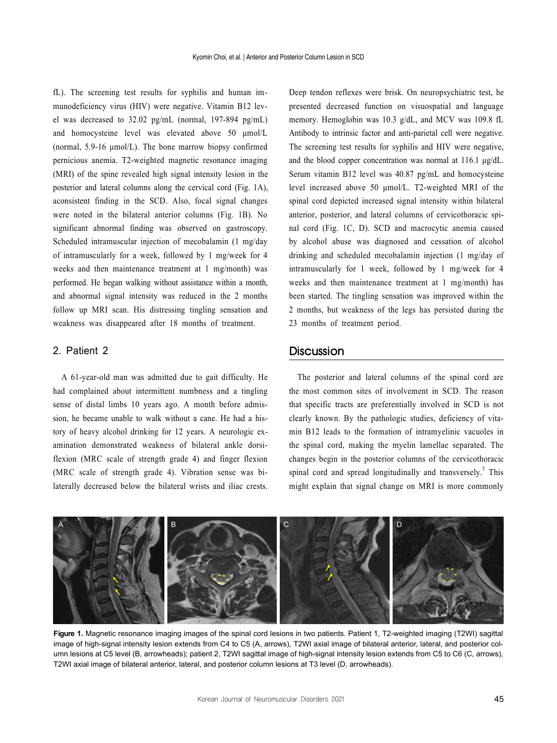fL). The screening test results for syphilis and human immunodeficiency virus (HIV) were negative. Vitamin B12 level was decreased to 32.02 pg/mL (normal, 197-894 pg/mL) and homocysteine level was elevated above 50 μmol/L (normal, 5.9-16 μmol/L). The bone marrow biopsy confirmed pernicious anemia. T2-weighted magnetic resonance imaging (MRI) of the spine revealed high signal intensity lesion in the posterior and lateral columns along the cervical cord (Fig. 1A), aconsistent finding in the SCD. Also, focal signal changes were noted in the bilateral anterior columns (Fig. 1B). No significant abnormal finding was observed on gastroscopy. Scheduled intramuscular injection of mecobalamin (1 mg/day of intramuscularly for a week, followed by 1 mg/week for 4 weeks and then maintenance treatment at 1 mg/month) was performed. He began walking without assistance within a month, and abnormal signal intensity was reduced in the 2 months follow up MRI scan. His distressing tingling sensation and weakness was disappeared after 18 months of treatment.

## 2. Patient 2

A 61-year-old man was admitted due to gait difficulty. He had complained about intermittent numbness and a tingling sense of distal limbs 10 years ago. A month before admission, he became unable to walk without a cane. He had a history of heavy alcohol drinking for 12 years. A neurologic examination demonstrated weakness of bilateral ankle dorsiflexion (MRC scale of strength grade 4) and finger flexion (MRC scale of strength grade 4). Vibration sense was bilaterally decreased below the bilateral wrists and iliac crests. Deep tendon reflexes were brisk. On neuropsychiatric test, he presented decreased function on visuospatial and language memory. Hemoglobin was 10.3 g/dL, and MCV was 109.8 fL Antibody to intrinsic factor and anti-parietal cell were negative. The screening test results for syphilis and HIV were negative, and the blood copper concentration was normal at 116.1 μg/dL. Serum vitamin B12 level was 40.87 pg/mL and homocysteine level increased above 50 μmol/L. T2-weighted MRI of the spinal cord depicted increased signal intensity within bilateral anterior, posterior, and lateral columns of cervicothoracic spinal cord (Fig. 1C, D). SCD and macrocytic anemia caused by alcohol abuse was diagnosed and cessation of alcohol drinking and scheduled mecobalamin injection (1 mg/day of intramuscularly for 1 week, followed by 1 mg/week for 4 weeks and then maintenance treatment at 1 mg/month) has been started. The tingling sensation was improved within the 2 months, but weakness of the legs has persisted during the 23 months of treatment period.

# Discussion

The posterior and lateral columns of the spinal cord are the most common sites of involvement in SCD. The reason that specific tracts are preferentially involved in SCD is not clearly known. By the pathologic studies, deficiency of vitamin B12 leads to the formation of intramyelinic vacuoles in the spinal cord, making the myelin lamellae separated. The changes begin in the posterior columns of the cervicothoracic spinal cord and spread longitudinally and transversely.[3] This might explain that signal change on MRI is more commonly

**Figure 1.** Magnetic resonance imaging images of the spinal cord lesions in two patients. Patient 1, T2-weighted imaging (T2WI) sagittal image of high-signal intensity lesion extends from C4 to C5 (A, arrows), T2WI axial image of bilateral anterior, lateral, and posterior column lesions at C5 level (B, arrowheads); patient 2, T2WI sagittal image of high-signal intensity lesion extends from C5 to C6 (C, arrows), T2WI axial image of bilateral anterior, lateral, and posterior column lesions at T3 level (D, arrowheads).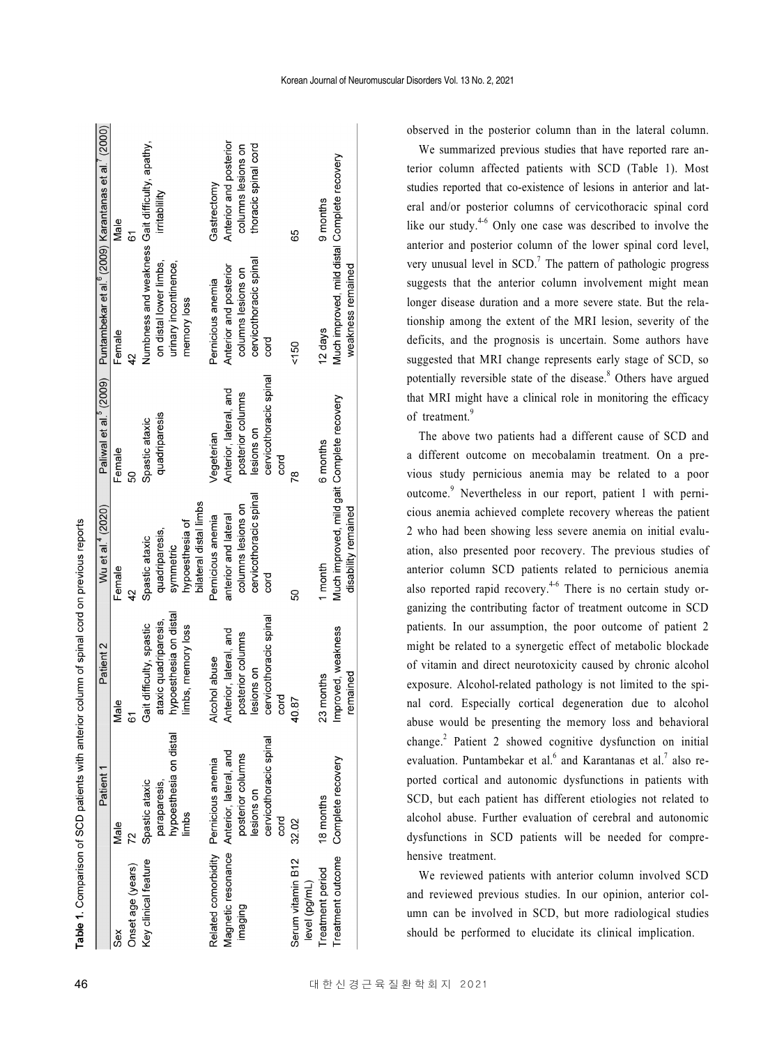**Table 1.** Comparison of SCD patients with anterior column of spinal cord on previous reports

| | Patient 1 | Patient 2 | Wu et al.[4] (2020) | Paliwal et al.[5] (2009) | Puntambekar et al.[6] (2009) | Karantanas et al.[7] (2000) |
|---|---|---|---|---|---|---|
| Sex | Male | Male | Female | Female | Female | Male |
| Onset age (years) | 72 | 61 | 42 | 50 | 42 | 61 |
| Key clinical feature | Spastic ataxic paraparesis, hypoesthesia on distal limbs | Gait difficulty, spastic ataxic quadriparesis, hypoesthesia on distal limbs, memory loss | Spastic ataxic quadriparesis, symmetric hypoesthesia of bilateral distal limbs | Spastic ataxic quadriparesis | Numbness and weakness on distal lower limbs, urinary incontinence, memory loss | Gait difficulty, apathy, irritability |
| Related comorbidity | Pernicious anemia | Alcohol abuse | Pernicious anemia | Vegeterian | Pernicious anemia | Gastrectomy |
| Magnetic resonance imaging | Anterior, lateral, and posterior columns lesions on cervicothoracic spinal cord | Anterior, lateral, and posterior columns lesions on cervicothoracic spinal cord | anterior and lateral columns lesions on cervicothoracic spinal cord | Anterior, lateral, and posterior columns lesions on cervicothoracic spinal cord | Anterior and posterior columns lesions on cervicothoracic spinal cord | Anterior and posterior columns lesions on thoracic spinal cord |
| Serum vitamin B12 level (pg/mL) | 32.02 | 40.87 | 50 | 78 | <150 | 65 |
| Treatment period | 18 months | 23 months | 1 month | 6 months | 12 days | 9 months |
| Treatment outcome | Complete recovery | Improved, weakness remained | Much improved, mild gait disability remained | Complete recovery | Much improved, mild distal weakness remained | Complete recovery |

observed in the posterior column than in the lateral column.

We summarized previous studies that have reported rare anterior column affected patients with SCD (Table 1). Most studies reported that co-existence of lesions in anterior and lateral and/or posterior columns of cervicothoracic spinal cord like our study.[4-6] Only one case was described to involve the anterior and posterior column of the lower spinal cord level, very unusual level in SCD.[7] The pattern of pathologic progress suggests that the anterior column involvement might mean longer disease duration and a more severe state. But the relationship among the extent of the MRI lesion, severity of the deficits, and the prognosis is uncertain. Some authors have suggested that MRI change represents early stage of SCD, so potentially reversible state of the disease.[8] Others have argued that MRI might have a clinical role in monitoring the efficacy of treatment.[9]

The above two patients had a different cause of SCD and a different outcome on mecobalamin treatment. On a previous study pernicious anemia may be related to a poor outcome.[9] Nevertheless in our report, patient 1 with pernicious anemia achieved complete recovery whereas the patient 2 who had been showing less severe anemia on initial evaluation, also presented poor recovery. The previous studies of anterior column SCD patients related to pernicious anemia also reported rapid recovery.[4-6] There is no certain study organizing the contributing factor of treatment outcome in SCD patients. In our assumption, the poor outcome of patient 2 might be related to a synergetic effect of metabolic blockade of vitamin and direct neurotoxicity caused by chronic alcohol exposure. Alcohol-related pathology is not limited to the spinal cord. Especially cortical degeneration due to alcohol abuse would be presenting the memory loss and behavioral change.[2] Patient 2 showed cognitive dysfunction on initial evaluation. Puntambekar et al.[6] and Karantanas et al.[7] also reported cortical and autonomic dysfunctions in patients with SCD, but each patient has different etiologies not related to alcohol abuse. Further evaluation of cerebral and autonomic dysfunctions in SCD patients will be needed for comprehensive treatment.

We reviewed patients with anterior column involved SCD and reviewed previous studies. In our opinion, anterior column can be involved in SCD, but more radiological studies should be performed to elucidate its clinical implication.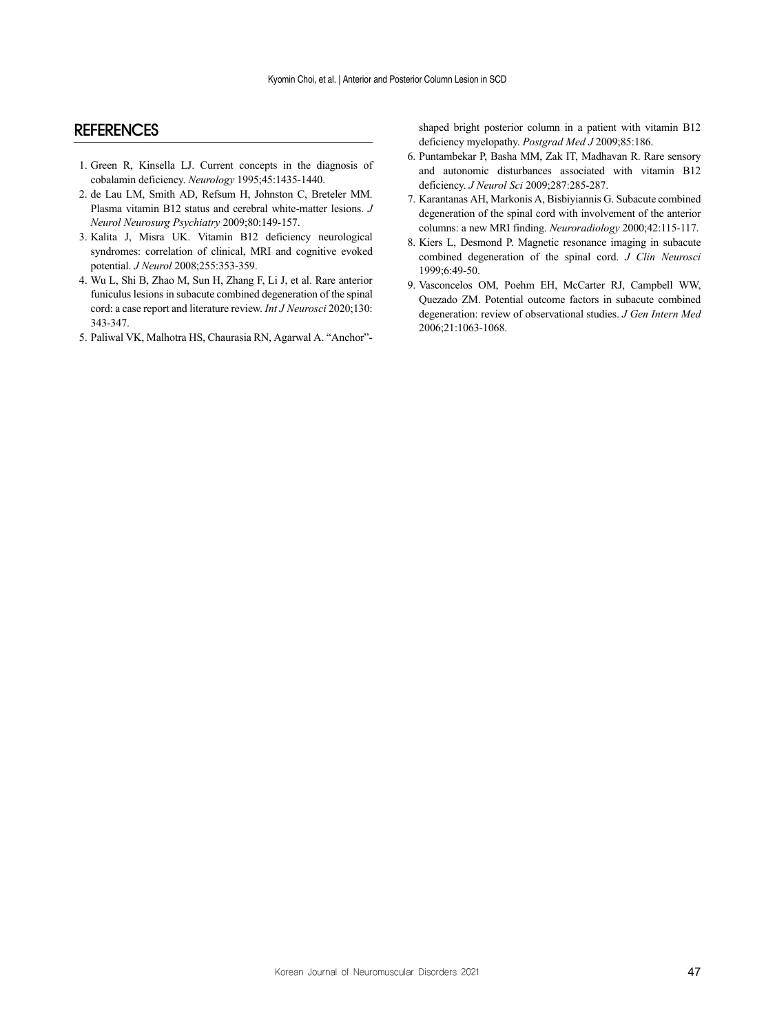## REFERENCES

1. Green R, Kinsella LJ. Current concepts in the diagnosis of cobalamin deficiency. *Neurology* 1995;45:1435-1440.
2. de Lau LM, Smith AD, Refsum H, Johnston C, Breteler MM. Plasma vitamin B12 status and cerebral white-matter lesions. *J Neurol Neurosurg Psychiatry* 2009;80:149-157.
3. Kalita J, Misra UK. Vitamin B12 deficiency neurological syndromes: correlation of clinical, MRI and cognitive evoked potential. *J Neurol* 2008;255:353-359.
4. Wu L, Shi B, Zhao M, Sun H, Zhang F, Li J, et al. Rare anterior funiculus lesions in subacute combined degeneration of the spinal cord: a case report and literature review. *Int J Neurosci* 2020;130:343-347.
5. Paliwal VK, Malhotra HS, Chaurasia RN, Agarwal A. "Anchor"-shaped bright posterior column in a patient with vitamin B12 deficiency myelopathy. *Postgrad Med J* 2009;85:186.
6. Puntambekar P, Basha MM, Zak IT, Madhavan R. Rare sensory and autonomic disturbances associated with vitamin B12 deficiency. *J Neurol Sci* 2009;287:285-287.
7. Karantanas AH, Markonis A, Bisbiyiannis G. Subacute combined degeneration of the spinal cord with involvement of the anterior columns: a new MRI finding. *Neuroradiology* 2000;42:115-117.
8. Kiers L, Desmond P. Magnetic resonance imaging in subacute combined degeneration of the spinal cord. *J Clin Neurosci* 1999;6:49-50.
9. Vasconcelos OM, Poehm EH, McCarter RJ, Campbell WW, Quezado ZM. Potential outcome factors in subacute combined degeneration: review of observational studies. *J Gen Intern Med* 2006;21:1063-1068.